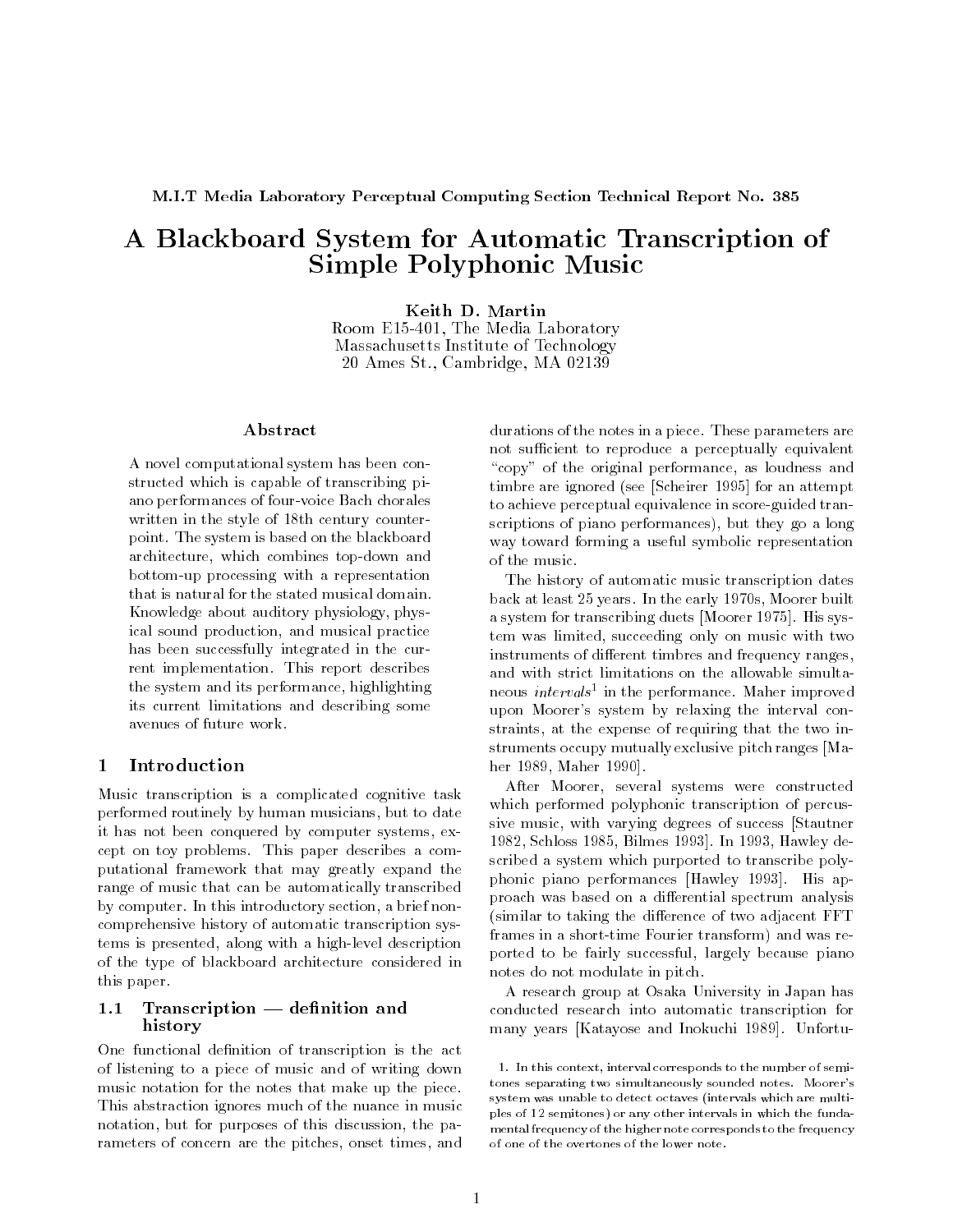M.I.T Media Laboratory Perceptual Computing Section Technical Report No. 385

# A Blackboard System for Automatic Transcription of Simple Polyphonic Music

**Keith D. Martin**
Room E15-401, The Media Laboratory
Massachusetts Institute of Technology
20 Ames St., Cambridge, MA 02139

### Abstract

A novel computational system has been constructed which is capable of transcribing piano performances of four-voice Bach chorales written in the style of 18th century counterpoint. The system is based on the blackboard architecture, which combines top-down and bottom-up processing with a representation that is natural for the stated musical domain. Knowledge about auditory physiology, physical sound production, and musical practice has been successfully integrated in the current implementation. This report describes the system and its performance, highlighting its current limitations and describing some avenues of future work.

## 1 Introduction

Music transcription is a complicated cognitive task performed routinely by human musicians, but to date it has not been conquered by computer systems, except on toy problems. This paper describes a computational framework that may greatly expand the range of music that can be automatically transcribed by computer. In this introductory section, a brief non-comprehensive history of automatic transcription systems is presented, along with a high-level description of the type of blackboard architecture considered in this paper.

### 1.1 Transcription — definition and history

One functional definition of transcription is the act of listening to a piece of music and of writing down music notation for the notes that make up the piece. This abstraction ignores much of the nuance in music notation, but for purposes of this discussion, the parameters of concern are the pitches, onset times, and durations of the notes in a piece. These parameters are not sufficient to reproduce a perceptually equivalent "copy" of the original performance, as loudness and timbre are ignored (see [Scheirer 1995] for an attempt to achieve perceptual equivalence in score-guided transcriptions of piano performances), but they go a long way toward forming a useful symbolic representation of the music.

The history of automatic music transcription dates back at least 25 years. In the early 1970s, Moorer built a system for transcribing duets [Moorer 1975]. His system was limited, succeeding only on music with two instruments of different timbres and frequency ranges, and with strict limitations on the allowable simultaneous *intervals*[1] in the performance. Maher improved upon Moorer's system by relaxing the interval constraints, at the expense of requiring that the two instruments occupy mutually exclusive pitch ranges [Maher 1989, Maher 1990].

After Moorer, several systems were constructed which performed polyphonic transcription of percussive music, with varying degrees of success [Stautner 1982, Schloss 1985, Bilmes 1993]. In 1993, Hawley described a system which purported to transcribe polyphonic piano performances [Hawley 1993]. His approach was based on a differential spectrum analysis (similar to taking the difference of two adjacent FFT frames in a short-time Fourier transform) and was reported to be fairly successful, largely because piano notes do not modulate in pitch.

A research group at Osaka University in Japan has conducted research into automatic transcription for many years [Katayose and Inokuchi 1989]. Unfortu-

1. In this context, interval corresponds to the number of semitones separating two simultaneously sounded notes. Moorer's system was unable to detect octaves (intervals which are multiples of 12 semitones) or any other intervals in which the fundamental frequency of the higher note corresponds to the frequency of one of the overtones of the lower note.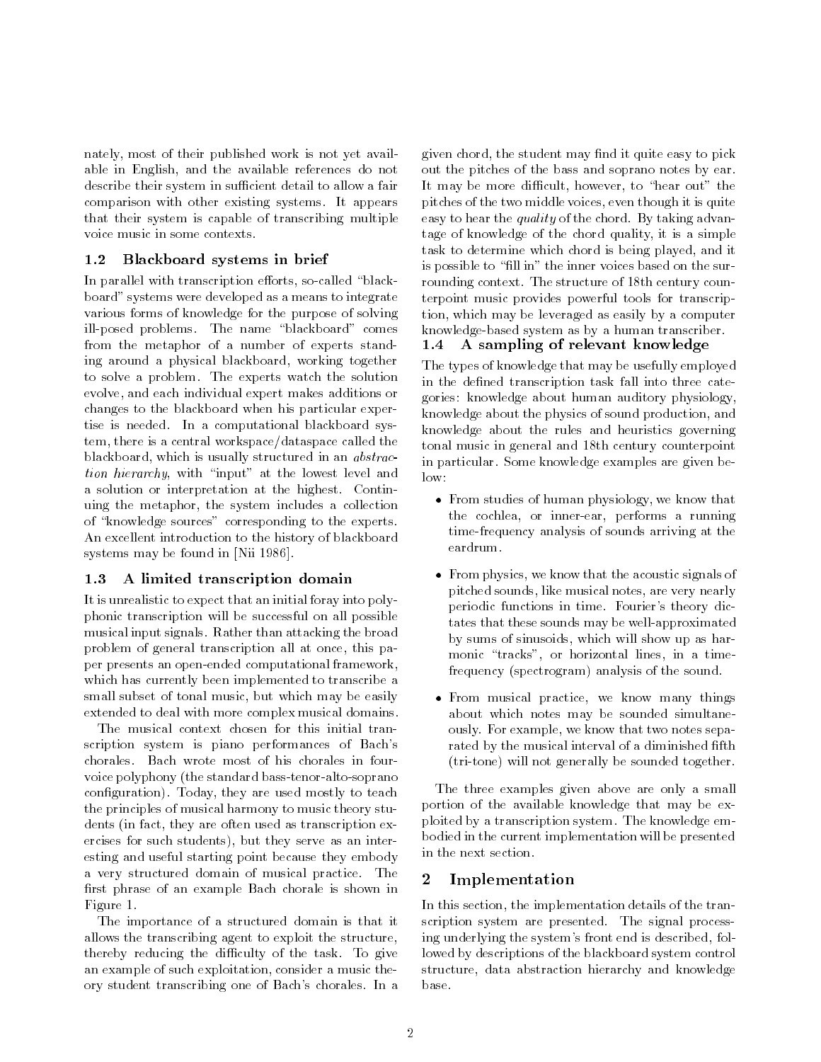nately, most of their published work is not yet available in English, and the available references do not describe their system in sufficient detail to allow a fair comparison with other existing systems. It appears that their system is capable of transcribing multiple voice music in some contexts.

### 1.2 Blackboard systems in brief

In parallel with transcription efforts, so-called "blackboard" systems were developed as a means to integrate various forms of knowledge for the purpose of solving ill-posed problems. The name "blackboard" comes from the metaphor of a number of experts standing around a physical blackboard, working together to solve a problem. The experts watch the solution evolve, and each individual expert makes additions or changes to the blackboard when his particular expertise is needed. In a computational blackboard system, there is a central workspace/dataspace called the blackboard, which is usually structured in an *abstraction hierarchy*, with "input" at the lowest level and a solution or interpretation at the highest. Continuing the metaphor, the system includes a collection of "knowledge sources" corresponding to the experts. An excellent introduction to the history of blackboard systems may be found in [Nii 1986].

### 1.3 A limited transcription domain

It is unrealistic to expect that an initial foray into polyphonic transcription will be successful on all possible musical input signals. Rather than attacking the broad problem of general transcription all at once, this paper presents an open-ended computational framework, which has currently been implemented to transcribe a small subset of tonal music, but which may be easily extended to deal with more complex musical domains.

The musical context chosen for this initial transcription system is piano performances of Bach's chorales. Bach wrote most of his chorales in four-voice polyphony (the standard bass-tenor-alto-soprano configuration). Today, they are used mostly to teach the principles of musical harmony to music theory students (in fact, they are often used as transcription exercises for such students), but they serve as an interesting and useful starting point because they embody a very structured domain of musical practice. The first phrase of an example Bach chorale is shown in Figure 1.

The importance of a structured domain is that it allows the transcribing agent to exploit the structure, thereby reducing the difficulty of the task. To give an example of such exploitation, consider a music theory student transcribing one of Bach's chorales. In a given chord, the student may find it quite easy to pick out the pitches of the bass and soprano notes by ear. It may be more difficult, however, to "hear out" the pitches of the two middle voices, even though it is quite easy to hear the *quality* of the chord. By taking advantage of knowledge of the chord quality, it is a simple task to determine which chord is being played, and it is possible to "fill in" the inner voices based on the surrounding context. The structure of 18th century counterpoint music provides powerful tools for transcription, which may be leveraged as easily by a computer knowledge-based system as by a human transcriber.

### 1.4 A sampling of relevant knowledge

The types of knowledge that may be usefully employed in the defined transcription task fall into three categories: knowledge about human auditory physiology, knowledge about the physics of sound production, and knowledge about the rules and heuristics governing tonal music in general and 18th century counterpoint in particular. Some knowledge examples are given below:

- From studies of human physiology, we know that the cochlea, or inner-ear, performs a running time-frequency analysis of sounds arriving at the eardrum.
- From physics, we know that the acoustic signals of pitched sounds, like musical notes, are very nearly periodic functions in time. Fourier's theory dictates that these sounds may be well-approximated by sums of sinusoids, which will show up as harmonic "tracks", or horizontal lines, in a time-frequency (spectrogram) analysis of the sound.
- From musical practice, we know many things about which notes may be sounded simultaneously. For example, we know that two notes separated by the musical interval of a diminished fifth (tri-tone) will not generally be sounded together.

The three examples given above are only a small portion of the available knowledge that may be exploited by a transcription system. The knowledge embodied in the current implementation will be presented in the next section.

## 2 Implementation

In this section, the implementation details of the transcription system are presented. The signal processing underlying the system's front end is described, followed by descriptions of the blackboard system control structure, data abstraction hierarchy and knowledge base.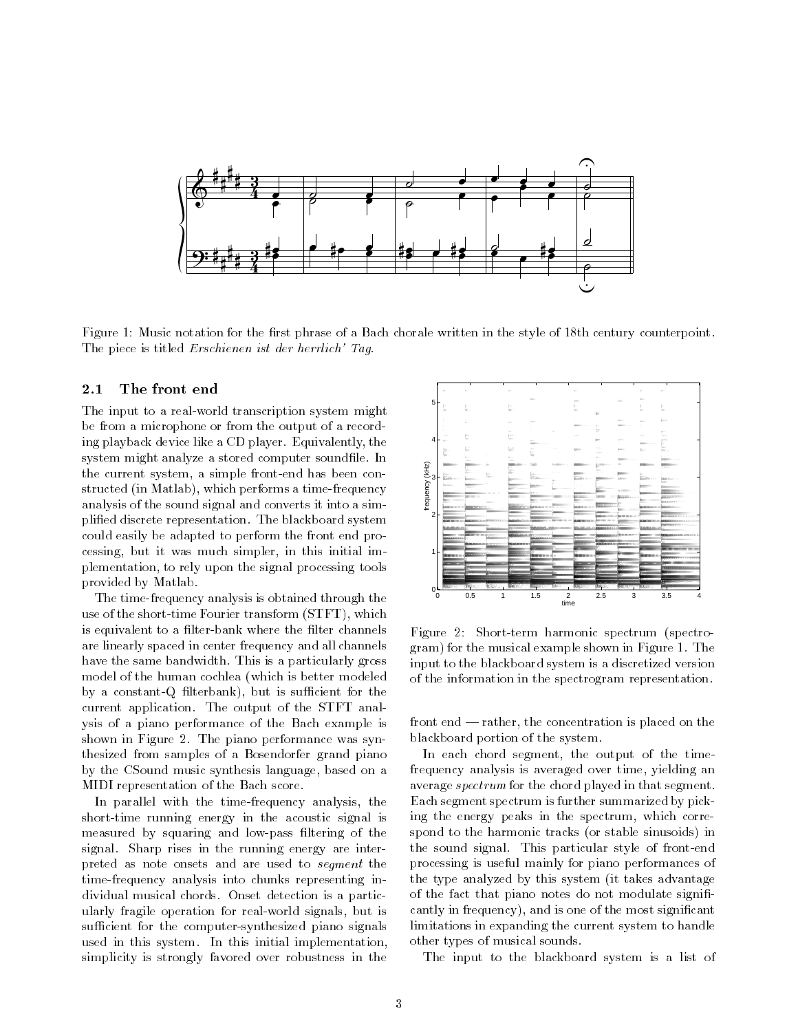Figure 1: Music notation for the first phrase of a Bach chorale written in the style of 18th century counterpoint. The piece is titled *Erschienen ist der herrlich' Tag*.

### 2.1 The front end

The input to a real-world transcription system might be from a microphone or from the output of a recording playback device like a CD player. Equivalently, the system might analyze a stored computer soundfile. In the current system, a simple front-end has been constructed (in Matlab), which performs a time-frequency analysis of the sound signal and converts it into a simplified discrete representation. The blackboard system could easily be adapted to perform the front end processing, but it was much simpler, in this initial implementation, to rely upon the signal processing tools provided by Matlab.

The time-frequency analysis is obtained through the use of the short-time Fourier transform (STFT), which is equivalent to a filter-bank where the filter channels are linearly spaced in center frequency and all channels have the same bandwidth. This is a particularly gross model of the human cochlea (which is better modeled by a constant-Q filterbank), but is sufficient for the current application. The output of the STFT analysis of a piano performance of the Bach example is shown in Figure 2. The piano performance was synthesized from samples of a Bosendorfer grand piano by the CSound music synthesis language, based on a MIDI representation of the Bach score.

In parallel with the time-frequency analysis, the short-time running energy in the acoustic signal is measured by squaring and low-pass filtering of the signal. Sharp rises in the running energy are interpreted as note onsets and are used to *segment* the time-frequency analysis into chunks representing individual musical chords. Onset detection is a particularly fragile operation for real-world signals, but is sufficient for the computer-synthesized piano signals used in this system. In this initial implementation, simplicity is strongly favored over robustness in the front end — rather, the concentration is placed on the blackboard portion of the system.

Figure 2: Short-term harmonic spectrum (spectrogram) for the musical example shown in Figure 1. The input to the blackboard system is a discretized version of the information in the spectrogram representation.

In each chord segment, the output of the time-frequency analysis is averaged over time, yielding an average *spectrum* for the chord played in that segment. Each segment spectrum is further summarized by picking the energy peaks in the spectrum, which correspond to the harmonic tracks (or stable sinusoids) in the sound signal. This particular style of front-end processing is useful mainly for piano performances of the type analyzed by this system (it takes advantage of the fact that piano notes do not modulate significantly in frequency), and is one of the most significant limitations in expanding the current system to handle other types of musical sounds.

The input to the blackboard system is a list of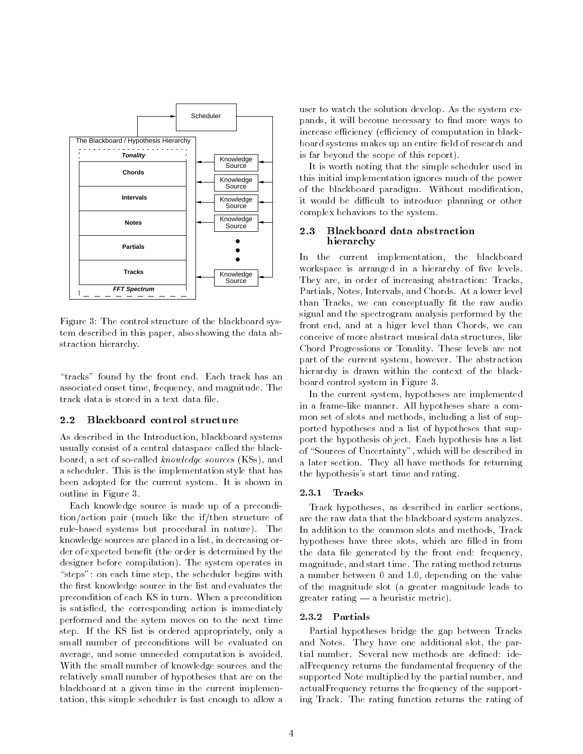Figure 3: The control structure of the blackboard system described in this paper, also showing the data abstraction hierarchy.

"tracks" found by the front end. Each track has an associated onset time, frequency, and magnitude. The track data is stored in a text data file.

### 2.2 Blackboard control structure

As described in the Introduction, blackboard systems usually consist of a central dataspace called the blackboard, a set of so-called *knowledge sources* (KSs), and a scheduler. This is the implementation style that has been adopted for the current system. It is shown in outline in Figure 3.

Each knowledge source is made up of a precondition/action pair (much like the if/then structure of rule-based systems but procedural in nature). The knowledge sources are placed in a list, in decreasing order of expected benefit (the order is determined by the designer before compilation). The system operates in "steps": on each time step, the scheduler begins with the first knowledge source in the list and evaluates the precondition of each KS in turn. When a precondition is satisfied, the corresponding action is immediately performed and the sytem moves on to the next time step. If the KS list is ordered appropriately, only a small number of preconditions will be evaluated on average, and some unneeded computation is avoided. With the small number of knowledge sources and the relatively small number of hypotheses that are on the blackboard at a given time in the current implementation, this simple scheduler is fast enough to allow a user to watch the solution develop. As the system expands, it will become necessary to find more ways to increase efficiency (efficiency of computation in blackboard systems makes up an entire field of research and is far beyond the scope of this report).

It is worth noting that the simple scheduler used in this initial implementation ignores much of the power of the blackboard paradigm. Without modification, it would be difficult to introduce planning or other complex behaviors to the system.

### 2.3 Blackboard data abstraction hierarchy

In the current implementation, the blackboard workspace is arranged in a hierarchy of five levels. They are, in order of increasing abstraction: Tracks, Partials, Notes, Intervals, and Chords. At a lower level than Tracks, we can conceptually fit the raw audio signal and the spectrogram analysis performed by the front end, and at a higer level than Chords, we can conceive of more abstract musical data structures, like Chord Progressions or Tonality. These levels are not part of the current system, however. The abstraction hierarchy is drawn within the context of the blackboard control system in Figure 3.

In the current system, hypotheses are implemented in a frame-like manner. All hypotheses share a common set of slots and methods, including a list of supported hypotheses and a list of hypotheses that support the hypothesis object. Each hypothesis has a list of "Sources of Uncertainty", which will be described in a later section. They all have methods for returning the hypothesis's start time and rating.

#### 2.3.1 Tracks

Track hypotheses, as described in earlier sections, are the raw data that the blackboard system analyzes. In addition to the common slots and methods, Track hypotheses have three slots, which are filled in from the data file generated by the front end: frequency, magnitude, and start time. The rating method returns a number between 0 and 1.0, depending on the value of the magnitude slot (a greater magnitude leads to greater rating — a heuristic metric).

#### 2.3.2 Partials

Partial hypotheses bridge the gap between Tracks and Notes. They have one additional slot, the partial number. Several new methods are defined: idealFrequency returns the fundamental frequency of the supported Note multiplied by the partial number, and actualFrequency returns the frequency of the supporting Track. The rating function returns the rating of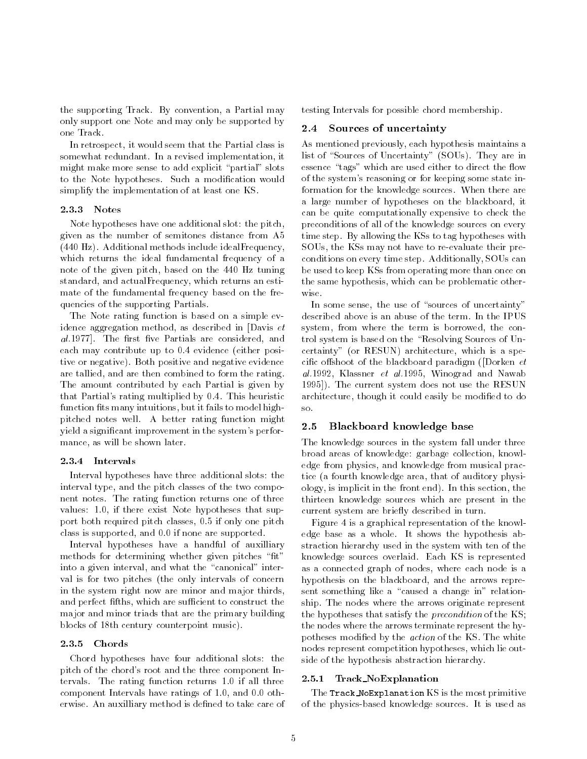the supporting Track. By convention, a Partial may only support one Note and may only be supported by one Track.

In retrospect, it would seem that the Partial class is somewhat redundant. In a revised implementation, it might make more sense to add explicit "partial" slots to the Note hypotheses. Such a modification would simplify the implementation of at least one KS.

#### 2.3.3 Notes

Note hypotheses have one additional slot: the pitch, given as the number of semitones distance from A5 (440 Hz). Additional methods include idealFrequency, which returns the ideal fundamental frequency of a note of the given pitch, based on the 440 Hz tuning standard, and actualFrequency, which returns an estimate of the fundamental frequency based on the frequencies of the supporting Partials.

The Note rating function is based on a simple evidence aggregation method, as described in [Davis *et al.*1977]. The first five Partials are considered, and each may contribute up to 0.4 evidence (either positive or negative). Both positive and negative evidence are tallied, and are then combined to form the rating. The amount contributed by each Partial is given by that Partial's rating multiplied by 0.4. This heuristic function fits many intuitions, but it fails to model high-pitched notes well. A better rating function might yield a significant improvement in the system's performance, as will be shown later.

#### 2.3.4 Intervals

Interval hypotheses have three additional slots: the interval type, and the pitch classes of the two component notes. The rating function returns one of three values: 1.0, if there exist Note hypotheses that support both required pitch classes, 0.5 if only one pitch class is supported, and 0.0 if none are supported.

Interval hypotheses have a handful of auxilliary methods for determining whether given pitches "fit" into a given interval, and what the "canonical" interval is for two pitches (the only intervals of concern in the system right now are minor and major thirds, and perfect fifths, which are sufficient to construct the major and minor triads that are the primary building blocks of 18th century counterpoint music).

#### 2.3.5 Chords

Chord hypotheses have four additional slots: the pitch of the chord's root and the three component Intervals. The rating function returns 1.0 if all three component Intervals have ratings of 1.0, and 0.0 otherwise. An auxilliary method is defined to take care of testing Intervals for possible chord membership.

### 2.4 Sources of uncertainty

As mentioned previously, each hypothesis maintains a list of "Sources of Uncertainty" (SOUs). They are in essence "tags" which are used either to direct the flow of the system's reasoning or for keeping some state information for the knowledge sources. When there are a large number of hypotheses on the blackboard, it can be quite computationally expensive to check the preconditions of all of the knowledge sources on every time step. By allowing the KSs to tag hypotheses with SOUs, the KSs may not have to re-evaluate their preconditions on every time step. Additionally, SOUs can be used to keep KSs from operating more than once on the same hypothesis, which can be problematic otherwise.

In some sense, the use of "sources of uncertainty" described above is an abuse of the term. In the IPUS system, from where the term is borrowed, the control system is based on the "Resolving Sources of Uncertainty" (or RESUN) architecture, which is a specific offshoot of the blackboard paradigm ([Dorken *et al.*1992, Klassner *et al.*1995, Winograd and Nawab 1995]). The current system does not use the RESUN architecture, though it could easily be modified to do so.

### 2.5 Blackboard knowledge base

The knowledge sources in the system fall under three broad areas of knowledge: garbage collection, knowledge from physics, and knowledge from musical practice (a fourth knowledge area, that of auditory physiology, is implicit in the front end). In this section, the thirteen knowledge sources which are present in the current system are briefly described in turn.

Figure 4 is a graphical representation of the knowledge base as a whole. It shows the hypothesis abstraction hierarchy used in the system with ten of the knowledge sources overlaid. Each KS is represented as a connected graph of nodes, where each node is a hypothesis on the blackboard, and the arrows represent something like a "caused a change in" relationship. The nodes where the arrows originate represent the hypotheses that satisfy the *precondition* of the KS; the nodes where the arrows terminate represent the hypotheses modified by the *action* of the KS. The white nodes represent competition hypotheses, which lie outside of the hypothesis abstraction hierarchy.

#### 2.5.1 Track_NoExplanation

The `Track_NoExplanation` KS is the most primitive of the physics-based knowledge sources. It is used as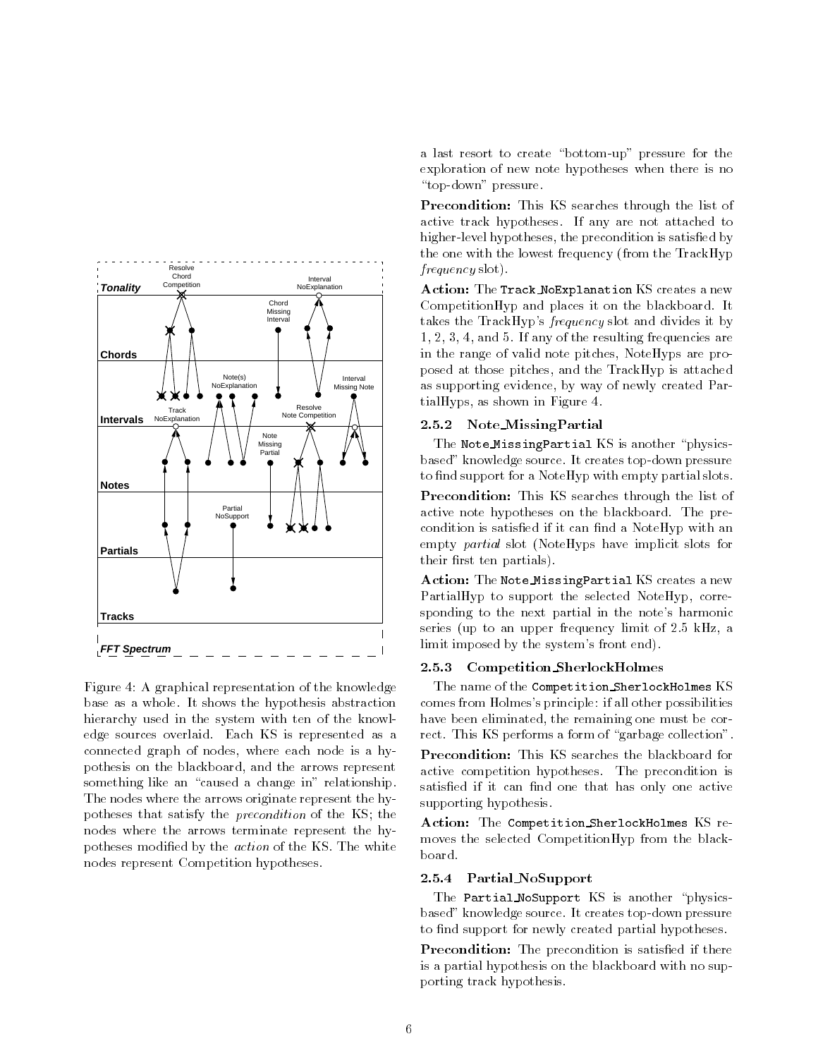Figure 4: A graphical representation of the knowledge base as a whole. It shows the hypothesis abstraction hierarchy used in the system with ten of the knowledge sources overlaid. Each KS is represented as a connected graph of nodes, where each node is a hypothesis on the blackboard, and the arrows represent something like an "caused a change in" relationship. The nodes where the arrows originate represent the hypotheses that satisfy the *precondition* of the KS; the nodes where the arrows terminate represent the hypotheses modified by the *action* of the KS. The white nodes represent Competition hypotheses.

a last resort to create "bottom-up" pressure for the exploration of new note hypotheses when there is no "top-down" pressure.

**Precondition:** This KS searches through the list of active track hypotheses. If any are not attached to higher-level hypotheses, the precondition is satisfied by the one with the lowest frequency (from the TrackHyp *frequency* slot).

**Action:** The `Track_NoExplanation` KS creates a new CompetitionHyp and places it on the blackboard. It takes the TrackHyp's *frequency* slot and divides it by 1, 2, 3, 4, and 5. If any of the resulting frequencies are in the range of valid note pitches, NoteHyps are proposed at those pitches, and the TrackHyp is attached as supporting evidence, by way of newly created PartialHyps, as shown in Figure 4.

### 2.5.2 Note_MissingPartial

The `Note_MissingPartial` KS is another "physics-based" knowledge source. It creates top-down pressure to find support for a NoteHyp with empty partial slots.

**Precondition:** This KS searches through the list of active note hypotheses on the blackboard. The precondition is satisfied if it can find a NoteHyp with an empty *partial* slot (NoteHyps have implicit slots for their first ten partials).

**Action:** The `Note_MissingPartial` KS creates a new PartialHyp to support the selected NoteHyp, corresponding to the next partial in the note's harmonic series (up to an upper frequency limit of 2.5 kHz, a limit imposed by the system's front end).

### 2.5.3 Competition_SherlockHolmes

The name of the `Competition_SherlockHolmes` KS comes from Holmes's principle: if all other possibilities have been eliminated, the remaining one must be correct. This KS performs a form of "garbage collection".

**Precondition:** This KS searches the blackboard for active competition hypotheses. The precondition is satisfied if it can find one that has only one active supporting hypothesis.

**Action:** The `Competition_SherlockHolmes` KS removes the selected CompetitionHyp from the blackboard.

### 2.5.4 Partial_NoSupport

The `Partial_NoSupport` KS is another "physics-based" knowledge source. It creates top-down pressure to find support for newly created partial hypotheses.

**Precondition:** The precondition is satisfied if there is a partial hypothesis on the blackboard with no supporting track hypothesis.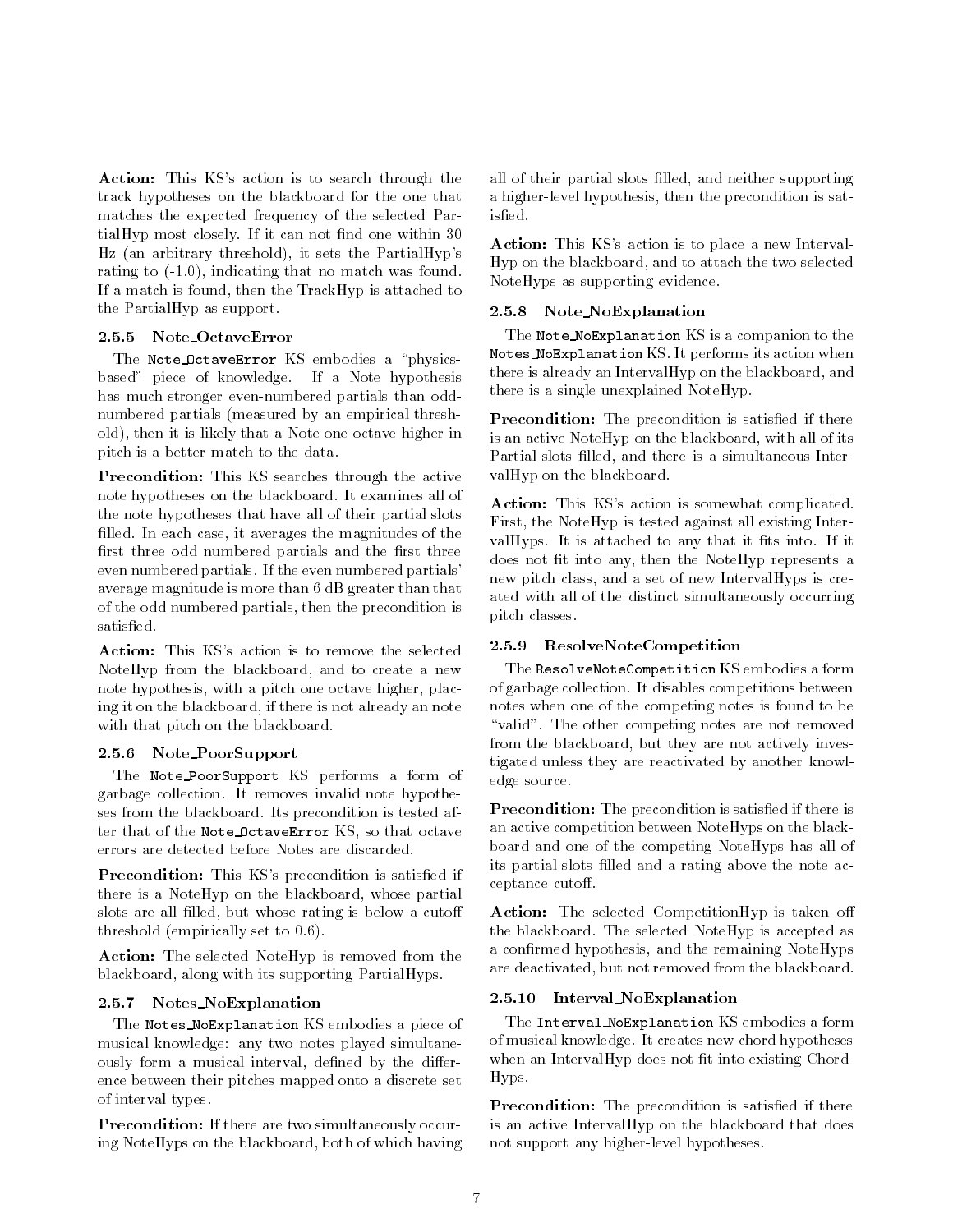**Action:** This KS's action is to search through the track hypotheses on the blackboard for the one that matches the expected frequency of the selected PartialHyp most closely. If it can not find one within 30 Hz (an arbitrary threshold), it sets the PartialHyp's rating to (-1.0), indicating that no match was found. If a match is found, then the TrackHyp is attached to the PartialHyp as support.

#### 2.5.5 Note_OctaveError

The `Note_OctaveError` KS embodies a "physics-based" piece of knowledge. If a Note hypothesis has much stronger even-numbered partials than odd-numbered partials (measured by an empirical threshold), then it is likely that a Note one octave higher in pitch is a better match to the data.

**Precondition:** This KS searches through the active note hypotheses on the blackboard. It examines all of the note hypotheses that have all of their partial slots filled. In each case, it averages the magnitudes of the first three odd numbered partials and the first three even numbered partials. If the even numbered partials' average magnitude is more than 6 dB greater than that of the odd numbered partials, then the precondition is satisfied.

**Action:** This KS's action is to remove the selected NoteHyp from the blackboard, and to create a new note hypothesis, with a pitch one octave higher, placing it on the blackboard, if there is not already an note with that pitch on the blackboard.

#### 2.5.6 Note_PoorSupport

The `Note_PoorSupport` KS performs a form of garbage collection. It removes invalid note hypotheses from the blackboard. Its precondition is tested after that of the `Note_OctaveError` KS, so that octave errors are detected before Notes are discarded.

**Precondition:** This KS's precondition is satisfied if there is a NoteHyp on the blackboard, whose partial slots are all filled, but whose rating is below a cutoff threshold (empirically set to 0.6).

**Action:** The selected NoteHyp is removed from the blackboard, along with its supporting PartialHyps.

#### 2.5.7 Notes_NoExplanation

The `Notes_NoExplanation` KS embodies a piece of musical knowledge: any two notes played simultaneously form a musical interval, defined by the difference between their pitches mapped onto a discrete set of interval types.

**Precondition:** If there are two simultaneously occuring NoteHyps on the blackboard, both of which having all of their partial slots filled, and neither supporting a higher-level hypothesis, then the precondition is satisfied.

**Action:** This KS's action is to place a new IntervalHyp on the blackboard, and to attach the two selected NoteHyps as supporting evidence.

#### 2.5.8 Note_NoExplanation

The `Note_NoExplanation` KS is a companion to the `Notes_NoExplanation` KS. It performs its action when there is already an IntervalHyp on the blackboard, and there is a single unexplained NoteHyp.

**Precondition:** The precondition is satisfied if there is an active NoteHyp on the blackboard, with all of its Partial slots filled, and there is a simultaneous IntervalHyp on the blackboard.

**Action:** This KS's action is somewhat complicated. First, the NoteHyp is tested against all existing IntervalHyps. It is attached to any that it fits into. If it does not fit into any, then the NoteHyp represents a new pitch class, and a set of new IntervalHyps is created with all of the distinct simultaneously occurring pitch classes.

#### 2.5.9 ResolveNoteCompetition

The `ResolveNoteCompetition` KS embodies a form of garbage collection. It disables competitions between notes when one of the competing notes is found to be "valid". The other competing notes are not removed from the blackboard, but they are not actively investigated unless they are reactivated by another knowledge source.

**Precondition:** The precondition is satisfied if there is an active competition between NoteHyps on the blackboard and one of the competing NoteHyps has all of its partial slots filled and a rating above the note acceptance cutoff.

**Action:** The selected CompetitionHyp is taken off the blackboard. The selected NoteHyp is accepted as a confirmed hypothesis, and the remaining NoteHyps are deactivated, but not removed from the blackboard.

#### 2.5.10 Interval_NoExplanation

The `Interval_NoExplanation` KS embodies a form of musical knowledge. It creates new chord hypotheses when an IntervalHyp does not fit into existing ChordHyps.

**Precondition:** The precondition is satisfied if there is an active IntervalHyp on the blackboard that does not support any higher-level hypotheses.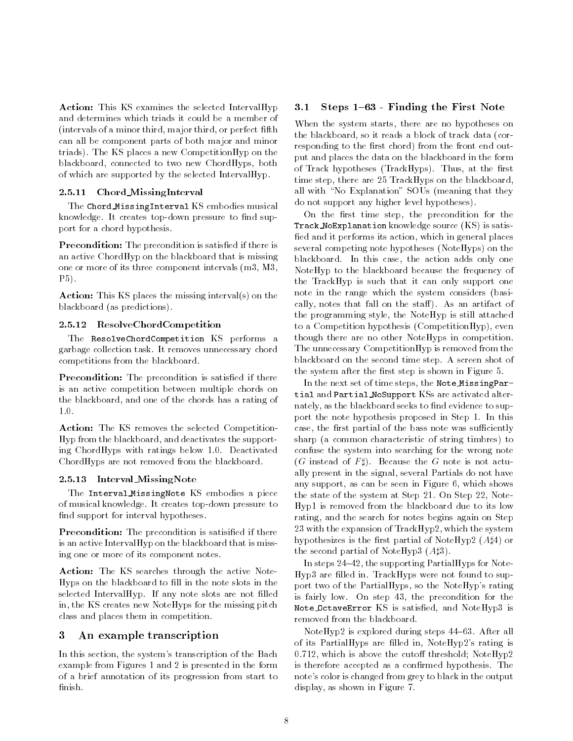**Action:** This KS examines the selected IntervalHyp and determines which triads it could be a member of (intervals of a minor third, major third, or perfect fifth can all be component parts of both major and minor triads). The KS places a new CompetitionHyp on the blackboard, connected to two new ChordHyps, both of which are supported by the selected IntervalHyp.

#### 2.5.11 Chord_MissingInterval

The `Chord_MissingInterval` KS embodies musical knowledge. It creates top-down pressure to find support for a chord hypothesis.

**Precondition:** The precondition is satisfied if there is an active ChordHyp on the blackboard that is missing one or more of its three component intervals (m3, M3, P5).

**Action:** This KS places the missing interval(s) on the blackboard (as predictions).

#### 2.5.12 ResolveChordCompetition

The `ResolveChordCompetition` KS performs a garbage collection task. It removes unnecessary chord competitions from the blackboard.

**Precondition:** The precondition is satisfied if there is an active competition between multiple chords on the blackboard, and one of the chords has a rating of 1.0.

**Action:** The KS removes the selected CompetitionHyp from the blackboard, and deactivates the supporting ChordHyps with ratings below 1.0. Deactivated ChordHyps are not removed from the blackboard.

#### 2.5.13 Interval_MissingNote

The `Interval_MissingNote` KS embodies a piece of musical knowledge. It creates top-down pressure to find support for interval hypotheses.

**Precondition:** The precondition is satisified if there is an active IntervalHyp on the blackboard that is missing one or more of its component notes.

**Action:** The KS searches through the active NoteHyps on the blackboard to fill in the note slots in the selected IntervalHyp. If any note slots are not filled in, the KS creates new NoteHyps for the missing pitch class and places them in competition.

## 3 An example transcription

In this section, the system's transcription of the Bach example from Figures 1 and 2 is presented in the form of a brief annotation of its progression from start to finish.

### 3.1 Steps 1–63 - Finding the First Note

When the system starts, there are no hypotheses on the blackboard, so it reads a block of track data (corresponding to the first chord) from the front end output and places the data on the blackboard in the form of Track hypotheses (TrackHyps). Thus, at the first time step, there are 25 TrackHyps on the blackboard, all with "No Explanation" SOUs (meaning that they do not support any higher level hypotheses).

On the first time step, the precondition for the `Track_NoExplanation` knowledge source (KS) is satisfied and it performs its action, which in general places several competing note hypotheses (NoteHyps) on the blackboard. In this case, the action adds only one NoteHyp to the blackboard because the frequency of the TrackHyp is such that it can only support one note in the range which the system considers (basically, notes that fall on the staff). As an artifact of the programming style, the NoteHyp is still attached to a Competition hypothesis (CompetitionHyp), even though there are no other NoteHyps in competition. The unnecessary CompetitionHyp is removed from the blackboard on the second time step. A screen shot of the system after the first step is shown in Figure 5.

In the next set of time steps, the `Note_MissingPartial` and `Partial_NoSupport` KSs are activated alternately, as the blackboard seeks to find evidence to support the note hypothesis proposed in Step 1. In this case, the first partial of the bass note was sufficiently sharp (a common characteristic of string timbres) to confuse the system into searching for the wrong note ($G$ instead of $F\sharp$). Because the $G$ note is not actually present in the signal, several Partials do not have any support, as can be seen in Figure 6, which shows the state of the system at Step 21. On Step 22, NoteHyp1 is removed from the blackboard due to its low rating, and the search for notes begins again on Step 23 with the expansion of TrackHyp2, which the system hypothesizes is the first partial of NoteHyp2 ($A\sharp4$) or the second partial of NoteHyp3 ($A\sharp3$).

In steps 24–42, the supporting PartialHyps for NoteHyp3 are filled in. TrackHyps were not found to support two of the PartialHyps, so the NoteHyp's rating is fairly low. On step 43, the precondition for the `Note_OctaveError` KS is satisfied, and NoteHyp3 is removed from the blackboard.

NoteHyp2 is explored during steps 44–63. After all of its PartialHyps are filled in, NoteHyp2's rating is 0.712, which is above the cutoff threshold; NoteHyp2 is therefore accepted as a confirmed hypothesis. The note's color is changed from grey to black in the output display, as shown in Figure 7.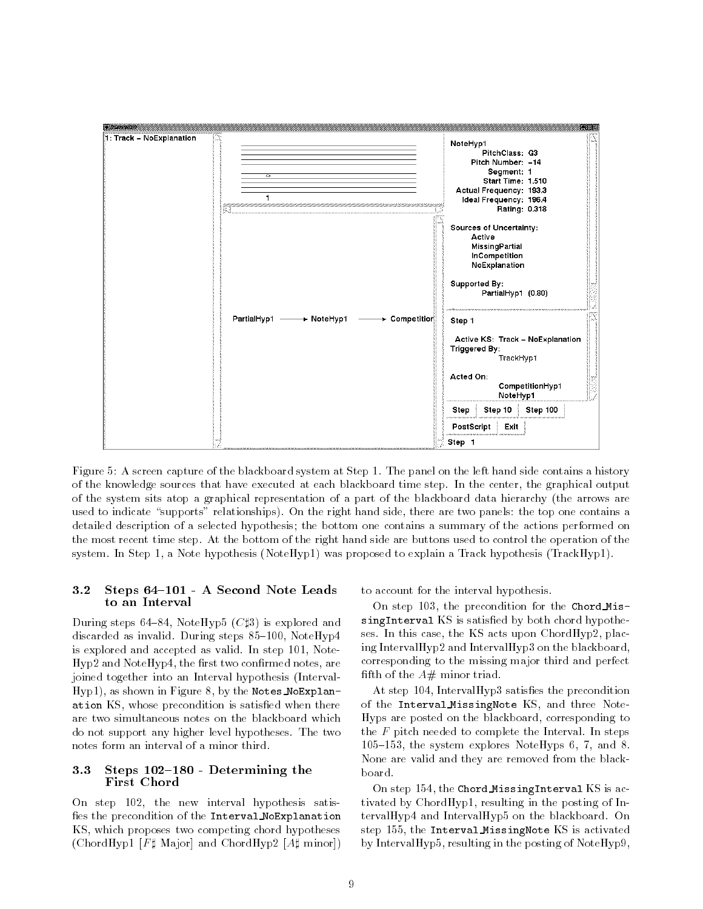Figure 5: A screen capture of the blackboard system at Step 1. The panel on the left hand side contains a history of the knowledge sources that have executed at each blackboard time step. In the center, the graphical output of the system sits atop a graphical representation of a part of the blackboard data hierarchy (the arrows are used to indicate "supports" relationships). On the right hand side, there are two panels: the top one contains a detailed description of a selected hypothesis; the bottom one contains a summary of the actions performed on the most recent time step. At the bottom of the right hand side are buttons used to control the operation of the system. In Step 1, a Note hypothesis (NoteHyp1) was proposed to explain a Track hypothesis (TrackHyp1).

### 3.2 Steps 64–101 - A Second Note Leads to an Interval

During steps 64–84, NoteHyp5 ($C\sharp3$) is explored and discarded as invalid. During steps 85–100, NoteHyp4 is explored and accepted as valid. In step 101, NoteHyp2 and NoteHyp4, the first two confirmed notes, are joined together into an Interval hypothesis (IntervalHyp1), as shown in Figure 8, by the `Notes_NoExplanation` KS, whose precondition is satisfied when there are two simultaneous notes on the blackboard which do not support any higher level hypotheses. The two notes form an interval of a minor third.

### 3.3 Steps 102–180 - Determining the First Chord

On step 102, the new interval hypothesis satisfies the precondition of the `Interval_NoExplanation` KS, which proposes two competing chord hypotheses (ChordHyp1 [$F\sharp$ Major] and ChordHyp2 [$A\sharp$ minor]) to account for the interval hypothesis.

On step 103, the precondition for the `Chord_MissingInterval` KS is satisfied by both chord hypotheses. In this case, the KS acts upon ChordHyp2, placing IntervalHyp2 and IntervalHyp3 on the blackboard, corresponding to the missing major third and perfect fifth of the $A\#$ minor triad.

At step 104, IntervalHyp3 satisfies the precondition of the `Interval_MissingNote` KS, and three NoteHyps are posted on the blackboard, corresponding to the $F$ pitch needed to complete the Interval. In steps 105–153, the system explores NoteHyps 6, 7, and 8. None are valid and they are removed from the blackboard.

On step 154, the `Chord_MissingInterval` KS is activated by ChordHyp1, resulting in the posting of IntervalHyp4 and IntervalHyp5 on the blackboard. On step 155, the `Interval_MissingNote` KS is activated by IntervalHyp5, resulting in the posting of NoteHyp9,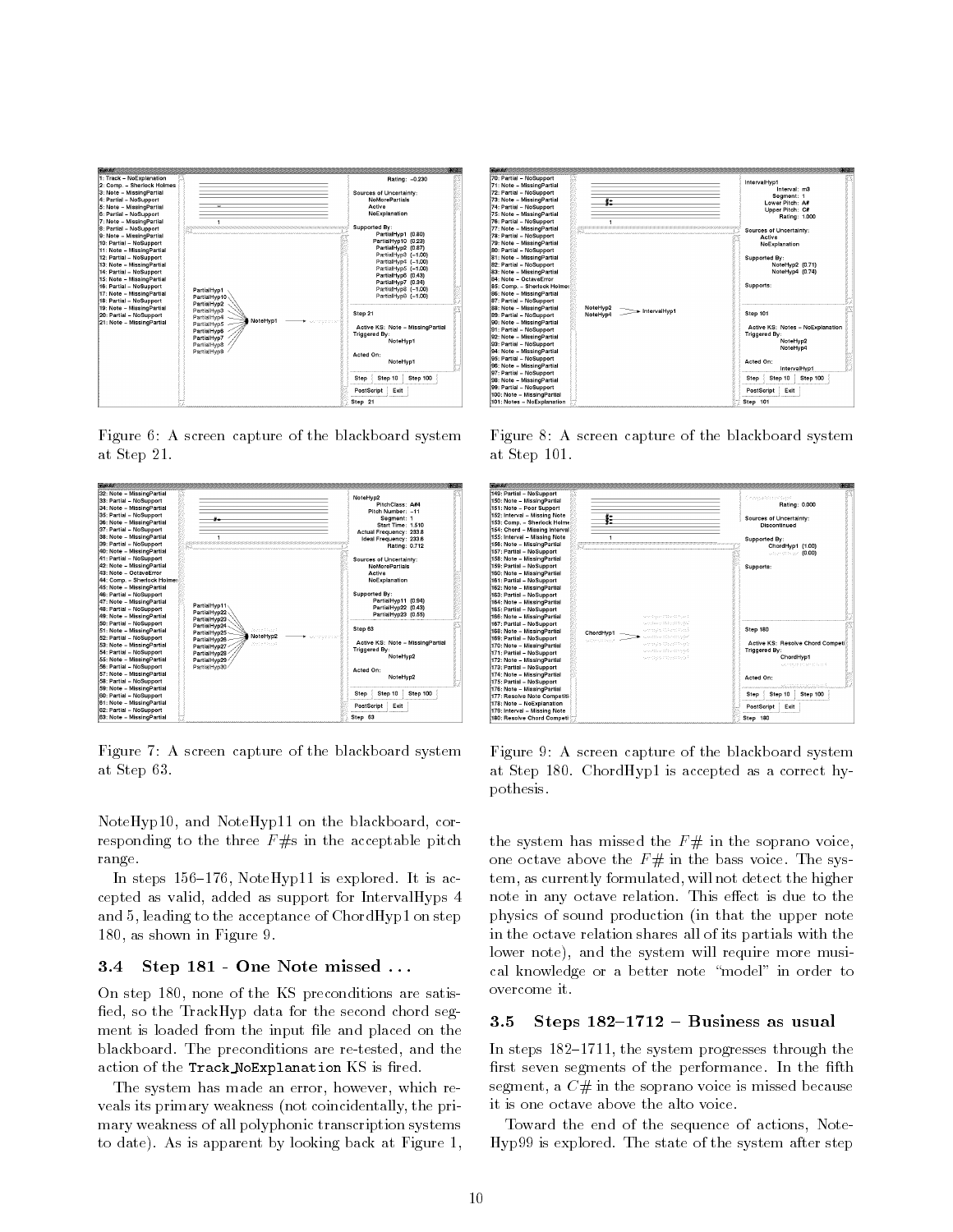Figure 6: A screen capture of the blackboard system at Step 21.

Figure 8: A screen capture of the blackboard system at Step 101.

Figure 7: A screen capture of the blackboard system at Step 63.

Figure 9: A screen capture of the blackboard system at Step 180. ChordHyp1 is accepted as a correct hypothesis.

NoteHyp10, and NoteHyp11 on the blackboard, corresponding to the three $F\#$s in the acceptable pitch range.

In steps 156–176, NoteHyp11 is explored. It is accepted as valid, added as support for IntervalHyps 4 and 5, leading to the acceptance of ChordHyp1 on step 180, as shown in Figure 9.

### 3.4 Step 181 - One Note missed ...

On step 180, none of the KS preconditions are satisfied, so the TrackHyp data for the second chord segment is loaded from the input file and placed on the blackboard. The preconditions are re-tested, and the action of the `Track_NoExplanation` KS is fired.

The system has made an error, however, which reveals its primary weakness (not coincidentally, the primary weakness of all polyphonic transcription systems to date). As is apparent by looking back at Figure 1, the system has missed the $F\#$ in the soprano voice, one octave above the $F\#$ in the bass voice. The system, as currently formulated, will not detect the higher note in any octave relation. This effect is due to the physics of sound production (in that the upper note in the octave relation shares all of its partials with the lower note), and the system will require more musical knowledge or a better note "model" in order to overcome it.

### 3.5 Steps 182–1712 – Business as usual

In steps 182–1711, the system progresses through the first seven segments of the performance. In the fifth segment, a $C\#$ in the soprano voice is missed because it is one octave above the alto voice.

Toward the end of the sequence of actions, NoteHyp99 is explored. The state of the system after step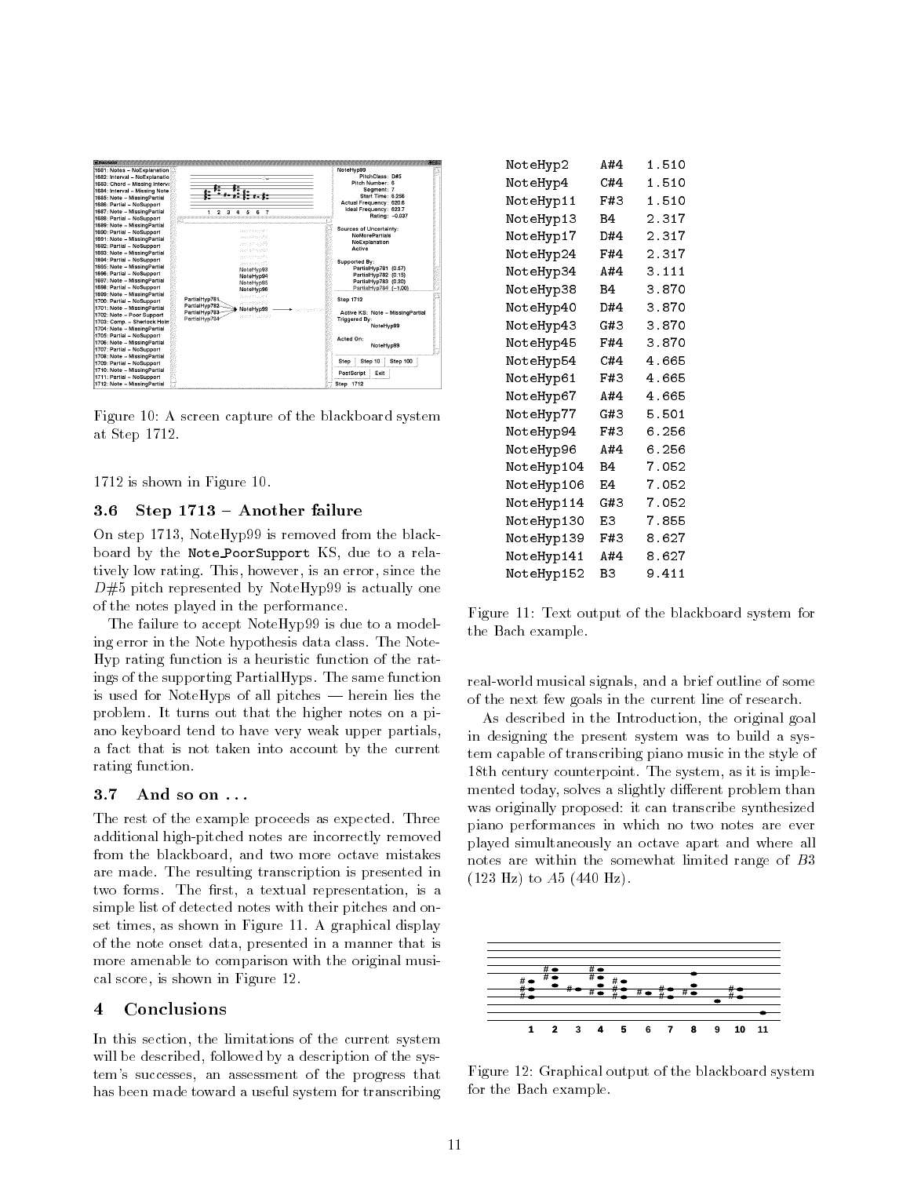Figure 10: A screen capture of the blackboard system at Step 1712.

1712 is shown in Figure 10.

### 3.6 Step 1713 – Another failure

On step 1713, NoteHyp99 is removed from the blackboard by the Note_PoorSupport KS, due to a relatively low rating. This, however, is an error, since the $D\#5$ pitch represented by NoteHyp99 is actually one of the notes played in the performance.

The failure to accept NoteHyp99 is due to a modeling error in the Note hypothesis data class. The NoteHyp rating function is a heuristic function of the ratings of the supporting PartialHyps. The same function is used for NoteHyps of all pitches — herein lies the problem. It turns out that the higher notes on a piano keyboard tend to have very weak upper partials, a fact that is not taken into account by the current rating function.

### 3.7 And so on ...

The rest of the example proceeds as expected. Three additional high-pitched notes are incorrectly removed from the blackboard, and two more octave mistakes are made. The resulting transcription is presented in two forms. The first, a textual representation, is a simple list of detected notes with their pitches and onset times, as shown in Figure 11. A graphical display of the note onset data, presented in a manner that is more amenable to comparison with the original musical score, is shown in Figure 12.

## 4 Conclusions

In this section, the limitations of the current system will be described, followed by a description of the system's successes, an assessment of the progress that has been made toward a useful system for transcribing real-world musical signals, and a brief outline of some of the next few goals in the current line of research.

As described in the Introduction, the original goal in designing the present system was to build a system capable of transcribing piano music in the style of 18th century counterpoint. The system, as it is implemented today, solves a slightly different problem than was originally proposed: it can transcribe synthesized piano performances in which no two notes are ever played simultaneously an octave apart and where all notes are within the somewhat limited range of $B3$ (123 Hz) to $A5$ (440 Hz).

```
NoteHyp2     A#4    1.510
NoteHyp4     C#4    1.510
NoteHyp11    F#3    1.510
NoteHyp13    B4     2.317
NoteHyp17    D#4    2.317
NoteHyp24    F#4    2.317
NoteHyp34    A#4    3.111
NoteHyp38    B4     3.870
NoteHyp40    D#4    3.870
NoteHyp43    G#3    3.870
NoteHyp45    F#4    3.870
NoteHyp54    C#4    4.665
NoteHyp61    F#3    4.665
NoteHyp67    A#4    4.665
NoteHyp77    G#3    5.501
NoteHyp94    F#3    6.256
NoteHyp96    A#4    6.256
NoteHyp104   B4     7.052
NoteHyp106   E4     7.052
NoteHyp114   G#3    7.052
NoteHyp130   E3     7.855
NoteHyp139   F#3    8.627
NoteHyp141   A#4    8.627
NoteHyp152   B3     9.411
```

Figure 11: Text output of the blackboard system for the Bach example.

Figure 12: Graphical output of the blackboard system for the Bach example.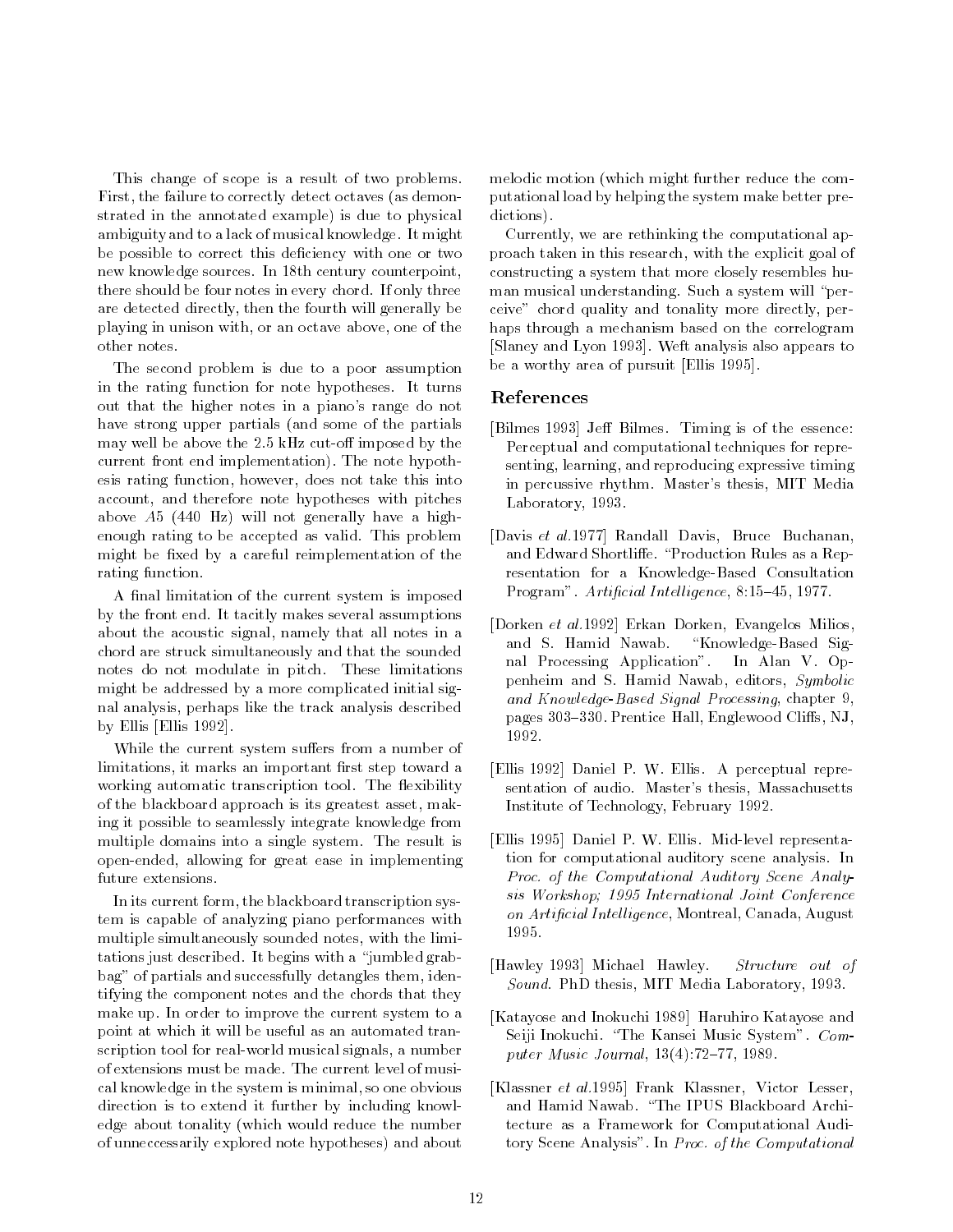This change of scope is a result of two problems. First, the failure to correctly detect octaves (as demonstrated in the annotated example) is due to physical ambiguity and to a lack of musical knowledge. It might be possible to correct this deficiency with one or two new knowledge sources. In 18th century counterpoint, there should be four notes in every chord. If only three are detected directly, then the fourth will generally be playing in unison with, or an octave above, one of the other notes.

The second problem is due to a poor assumption in the rating function for note hypotheses. It turns out that the higher notes in a piano's range do not have strong upper partials (and some of the partials may well be above the 2.5 kHz cut-off imposed by the current front end implementation). The note hypothesis rating function, however, does not take this into account, and therefore note hypotheses with pitches above *A*5 (440 Hz) will not generally have a high-enough rating to be accepted as valid. This problem might be fixed by a careful reimplementation of the rating function.

A final limitation of the current system is imposed by the front end. It tacitly makes several assumptions about the acoustic signal, namely that all notes in a chord are struck simultaneously and that the sounded notes do not modulate in pitch. These limitations might be addressed by a more complicated initial signal analysis, perhaps like the track analysis described by Ellis [Ellis 1992].

While the current system suffers from a number of limitations, it marks an important first step toward a working automatic transcription tool. The flexibility of the blackboard approach is its greatest asset, making it possible to seamlessly integrate knowledge from multiple domains into a single system. The result is open-ended, allowing for great ease in implementing future extensions.

In its current form, the blackboard transcription system is capable of analyzing piano performances with multiple simultaneously sounded notes, with the limitations just described. It begins with a "jumbled grabbag" of partials and successfully detangles them, identifying the component notes and the chords that they make up. In order to improve the current system to a point at which it will be useful as an automated transcription tool for real-world musical signals, a number of extensions must be made. The current level of musical knowledge in the system is minimal, so one obvious direction is to extend it further by including knowledge about tonality (which would reduce the number of unneccessarily explored note hypotheses) and about melodic motion (which might further reduce the computational load by helping the system make better predictions).

Currently, we are rethinking the computational approach taken in this research, with the explicit goal of constructing a system that more closely resembles human musical understanding. Such a system will "perceive" chord quality and tonality more directly, perhaps through a mechanism based on the correlogram [Slaney and Lyon 1993]. Weft analysis also appears to be a worthy area of pursuit [Ellis 1995].

## References

[Bilmes 1993] Jeff Bilmes. Timing is of the essence: Perceptual and computational techniques for representing, learning, and reproducing expressive timing in percussive rhythm. Master's thesis, MIT Media Laboratory, 1993.

[Davis *et al.*1977] Randall Davis, Bruce Buchanan, and Edward Shortliffe. "Production Rules as a Representation for a Knowledge-Based Consultation Program". *Artificial Intelligence*, 8:15–45, 1977.

[Dorken *et al.*1992] Erkan Dorken, Evangelos Milios, and S. Hamid Nawab. "Knowledge-Based Signal Processing Application". In Alan V. Oppenheim and S. Hamid Nawab, editors, *Symbolic and Knowledge-Based Signal Processing*, chapter 9, pages 303–330. Prentice Hall, Englewood Cliffs, NJ, 1992.

[Ellis 1992] Daniel P. W. Ellis. A perceptual representation of audio. Master's thesis, Massachusetts Institute of Technology, February 1992.

[Ellis 1995] Daniel P. W. Ellis. Mid-level representation for computational auditory scene analysis. In *Proc. of the Computational Auditory Scene Analysis Workshop; 1995 International Joint Conference on Artificial Intelligence*, Montreal, Canada, August 1995.

[Hawley 1993] Michael Hawley. *Structure out of Sound*. PhD thesis, MIT Media Laboratory, 1993.

[Katayose and Inokuchi 1989] Haruhiro Katayose and Seiji Inokuchi. "The Kansei Music System". *Computer Music Journal*, 13(4):72–77, 1989.

[Klassner *et al.*1995] Frank Klassner, Victor Lesser, and Hamid Nawab. "The IPUS Blackboard Architecture as a Framework for Computational Auditory Scene Analysis". In *Proc. of the Computational*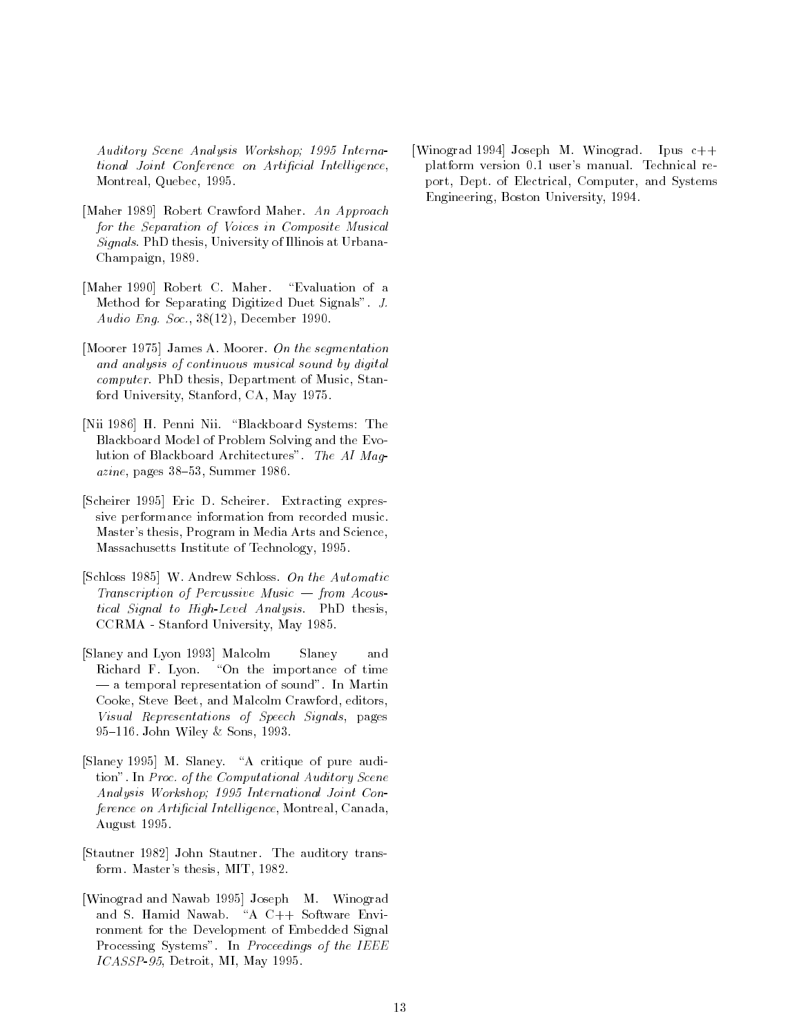*Auditory Scene Analysis Workshop; 1995 International Joint Conference on Artificial Intelligence*, Montreal, Quebec, 1995.

[Maher 1989] Robert Crawford Maher. *An Approach for the Separation of Voices in Composite Musical Signals*. PhD thesis, University of Illinois at Urbana-Champaign, 1989.

[Maher 1990] Robert C. Maher. "Evaluation of a Method for Separating Digitized Duet Signals". *J. Audio Eng. Soc.*, 38(12), December 1990.

[Moorer 1975] James A. Moorer. *On the segmentation and analysis of continuous musical sound by digital computer*. PhD thesis, Department of Music, Stanford University, Stanford, CA, May 1975.

[Nii 1986] H. Penni Nii. "Blackboard Systems: The Blackboard Model of Problem Solving and the Evolution of Blackboard Architectures". *The AI Magazine*, pages 38–53, Summer 1986.

[Scheirer 1995] Eric D. Scheirer. Extracting expressive performance information from recorded music. Master's thesis, Program in Media Arts and Science, Massachusetts Institute of Technology, 1995.

[Schloss 1985] W. Andrew Schloss. *On the Automatic Transcription of Percussive Music — from Acoustical Signal to High-Level Analysis*. PhD thesis, CCRMA - Stanford University, May 1985.

[Slaney and Lyon 1993] Malcolm Slaney and Richard F. Lyon. "On the importance of time — a temporal representation of sound". In Martin Cooke, Steve Beet, and Malcolm Crawford, editors, *Visual Representations of Speech Signals*, pages 95–116. John Wiley & Sons, 1993.

[Slaney 1995] M. Slaney. "A critique of pure audition". In *Proc. of the Computational Auditory Scene Analysis Workshop; 1995 International Joint Conference on Artificial Intelligence*, Montreal, Canada, August 1995.

[Stautner 1982] John Stautner. The auditory transform. Master's thesis, MIT, 1982.

[Winograd and Nawab 1995] Joseph M. Winograd and S. Hamid Nawab. "A C++ Software Environment for the Development of Embedded Signal Processing Systems". In *Proceedings of the IEEE ICASSP-95*, Detroit, MI, May 1995.

[Winograd 1994] Joseph M. Winograd. Ipus c++ platform version 0.1 user's manual. Technical report, Dept. of Electrical, Computer, and Systems Engineering, Boston University, 1994.